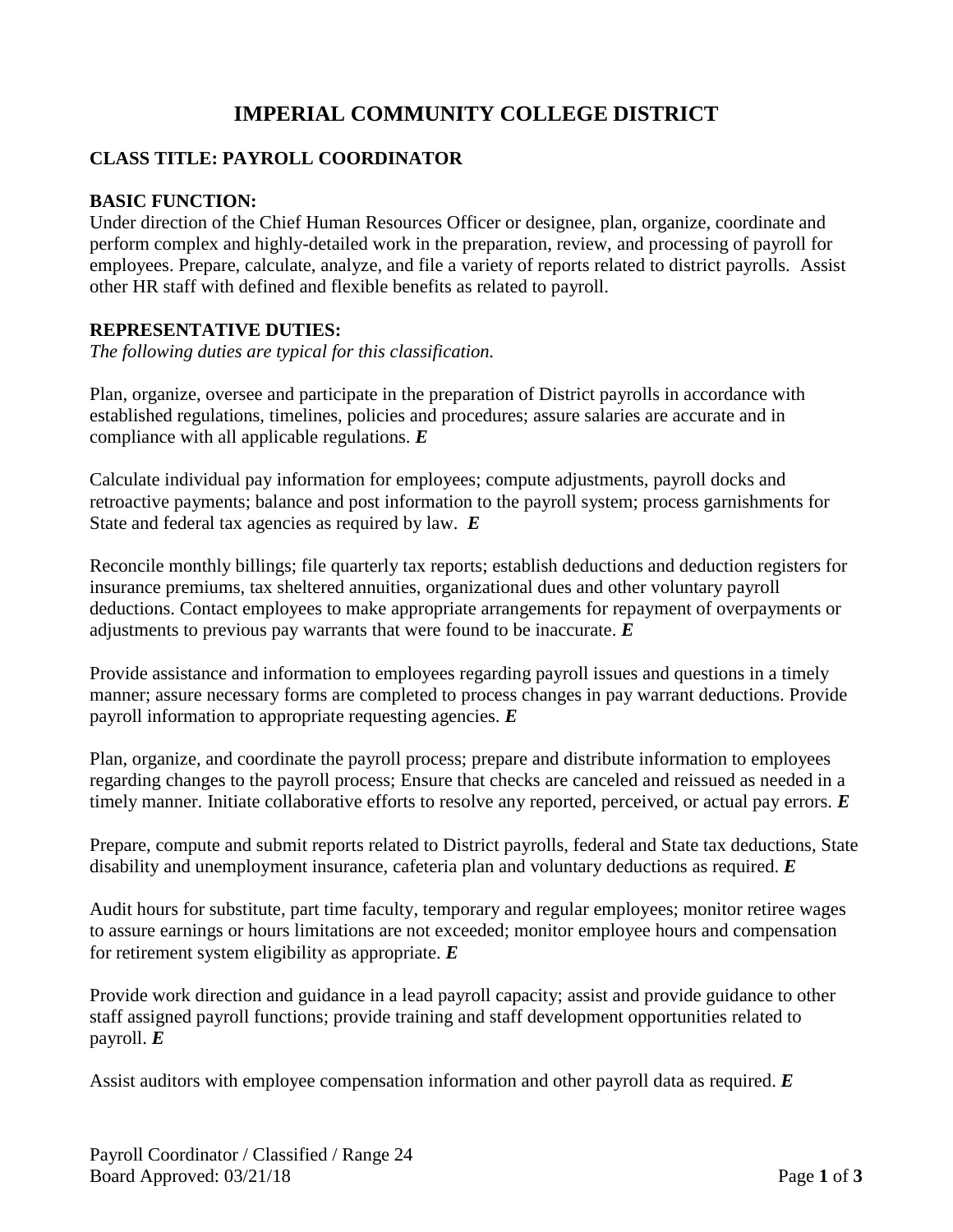# IMPERIAL COMMUNITY COLLEGE DISTRICT

## CLASS TITLE: PAYROLL COORDINATOR

### BASIC FUNCTION:

Under direction of the Chief Human Resources Officer or designee, plan, organize, coordinate and perform complex and highly-detailed work in the preparation, review, and processing of payroll for employees. Prepare, calculate, analyze, and file a variety of reports related to district payrolls. Assist other HR staff with defined and flexible benefits as related to payroll.

### REPRESENTATIVE DUTIES:

*The following duties are typical for this classification.*

Plan, organize, oversee and participate in the preparation of District payrolls in accordance with established regulations, timelines, policies and procedures; assure salaries are accurate and in compliance with all applicable regulations. ***E***

Calculate individual pay information for employees; compute adjustments, payroll docks and retroactive payments; balance and post information to the payroll system; process garnishments for State and federal tax agencies as required by law. ***E***

Reconcile monthly billings; file quarterly tax reports; establish deductions and deduction registers for insurance premiums, tax sheltered annuities, organizational dues and other voluntary payroll deductions. Contact employees to make appropriate arrangements for repayment of overpayments or adjustments to previous pay warrants that were found to be inaccurate. ***E***

Provide assistance and information to employees regarding payroll issues and questions in a timely manner; assure necessary forms are completed to process changes in pay warrant deductions. Provide payroll information to appropriate requesting agencies. ***E***

Plan, organize, and coordinate the payroll process; prepare and distribute information to employees regarding changes to the payroll process; Ensure that checks are canceled and reissued as needed in a timely manner. Initiate collaborative efforts to resolve any reported, perceived, or actual pay errors. ***E***

Prepare, compute and submit reports related to District payrolls, federal and State tax deductions, State disability and unemployment insurance, cafeteria plan and voluntary deductions as required. ***E***

Audit hours for substitute, part time faculty, temporary and regular employees; monitor retiree wages to assure earnings or hours limitations are not exceeded; monitor employee hours and compensation for retirement system eligibility as appropriate. ***E***

Provide work direction and guidance in a lead payroll capacity; assist and provide guidance to other staff assigned payroll functions; provide training and staff development opportunities related to payroll. ***E***

Assist auditors with employee compensation information and other payroll data as required. ***E***

Payroll Coordinator / Classified / Range 24
Board Approved: 03/21/18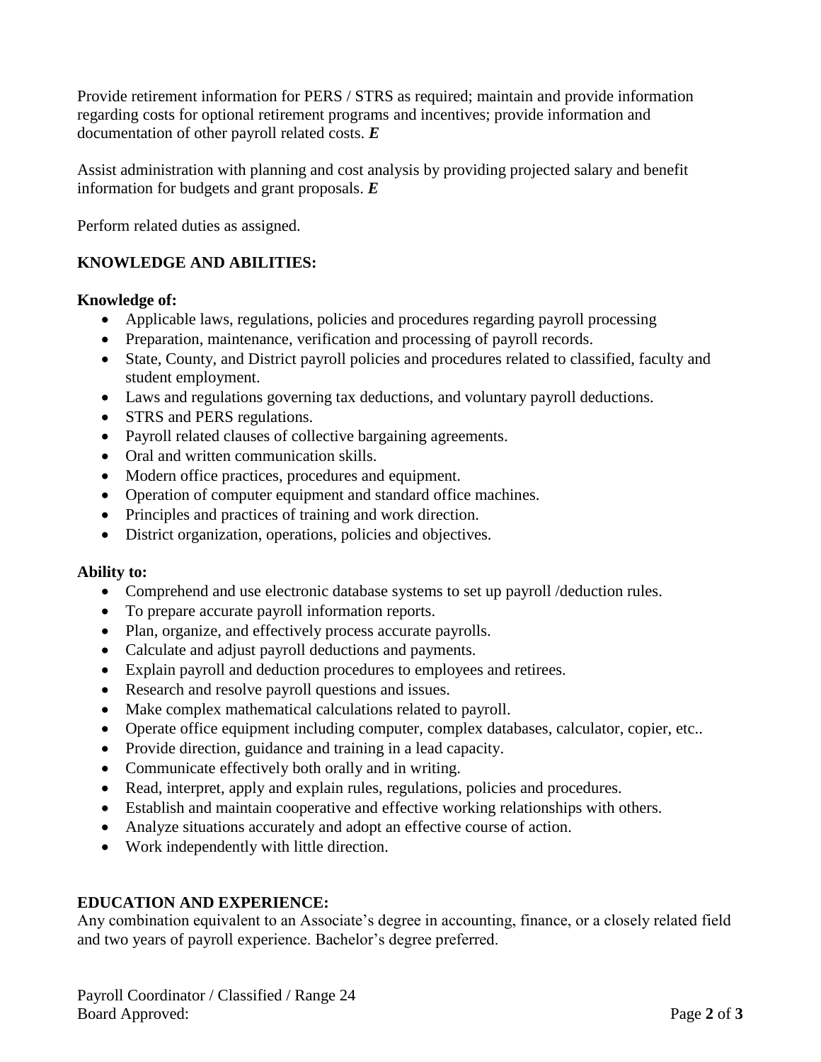Provide retirement information for PERS / STRS as required; maintain and provide information regarding costs for optional retirement programs and incentives; provide information and documentation of other payroll related costs. ***E***

Assist administration with planning and cost analysis by providing projected salary and benefit information for budgets and grant proposals. ***E***

Perform related duties as assigned.

## KNOWLEDGE AND ABILITIES:

**Knowledge of:**

- Applicable laws, regulations, policies and procedures regarding payroll processing
- Preparation, maintenance, verification and processing of payroll records.
- State, County, and District payroll policies and procedures related to classified, faculty and student employment.
- Laws and regulations governing tax deductions, and voluntary payroll deductions.
- STRS and PERS regulations.
- Payroll related clauses of collective bargaining agreements.
- Oral and written communication skills.
- Modern office practices, procedures and equipment.
- Operation of computer equipment and standard office machines.
- Principles and practices of training and work direction.
- District organization, operations, policies and objectives.

**Ability to:**

- Comprehend and use electronic database systems to set up payroll /deduction rules.
- To prepare accurate payroll information reports.
- Plan, organize, and effectively process accurate payrolls.
- Calculate and adjust payroll deductions and payments.
- Explain payroll and deduction procedures to employees and retirees.
- Research and resolve payroll questions and issues.
- Make complex mathematical calculations related to payroll.
- Operate office equipment including computer, complex databases, calculator, copier, etc..
- Provide direction, guidance and training in a lead capacity.
- Communicate effectively both orally and in writing.
- Read, interpret, apply and explain rules, regulations, policies and procedures.
- Establish and maintain cooperative and effective working relationships with others.
- Analyze situations accurately and adopt an effective course of action.
- Work independently with little direction.

## EDUCATION AND EXPERIENCE:

Any combination equivalent to an Associate's degree in accounting, finance, or a closely related field and two years of payroll experience. Bachelor's degree preferred.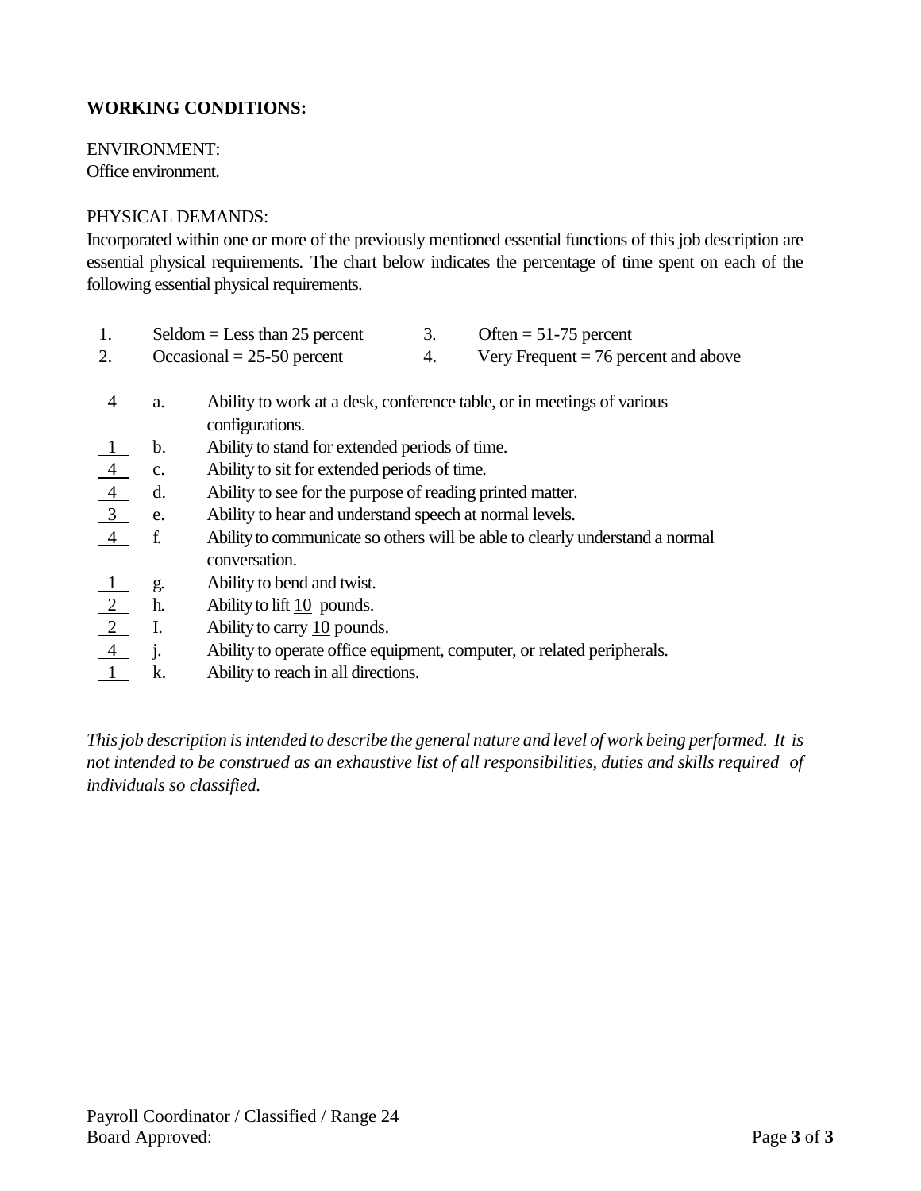**WORKING CONDITIONS:**

ENVIRONMENT:
Office environment.

PHYSICAL DEMANDS:
Incorporated within one or more of the previously mentioned essential functions of this job description are essential physical requirements. The chart below indicates the percentage of time spent on each of the following essential physical requirements.

| | | | |
|---|---|---|---|
| 1. | Seldom = Less than 25 percent | 3. | Often = 51-75 percent |
| 2. | Occasional = 25-50 percent | 4. | Very Frequent = 76 percent and above |

| | | |
|---|---|---|
| 4 | a. | Ability to work at a desk, conference table, or in meetings of various configurations. |
| 1 | b. | Ability to stand for extended periods of time. |
| 4 | c. | Ability to sit for extended periods of time. |
| 4 | d. | Ability to see for the purpose of reading printed matter. |
| 3 | e. | Ability to hear and understand speech at normal levels. |
| 4 | f. | Ability to communicate so others will be able to clearly understand a normal conversation. |
| 1 | g. | Ability to bend and twist. |
| 2 | h. | Ability to lift 10 pounds. |
| 2 | I. | Ability to carry 10 pounds. |
| 4 | j. | Ability to operate office equipment, computer, or related peripherals. |
| 1 | k. | Ability to reach in all directions. |

*This job description is intended to describe the general nature and level of work being performed. It is not intended to be construed as an exhaustive list of all responsibilities, duties and skills required of individuals so classified.*

Payroll Coordinator / Classified / Range 24
Board Approved: